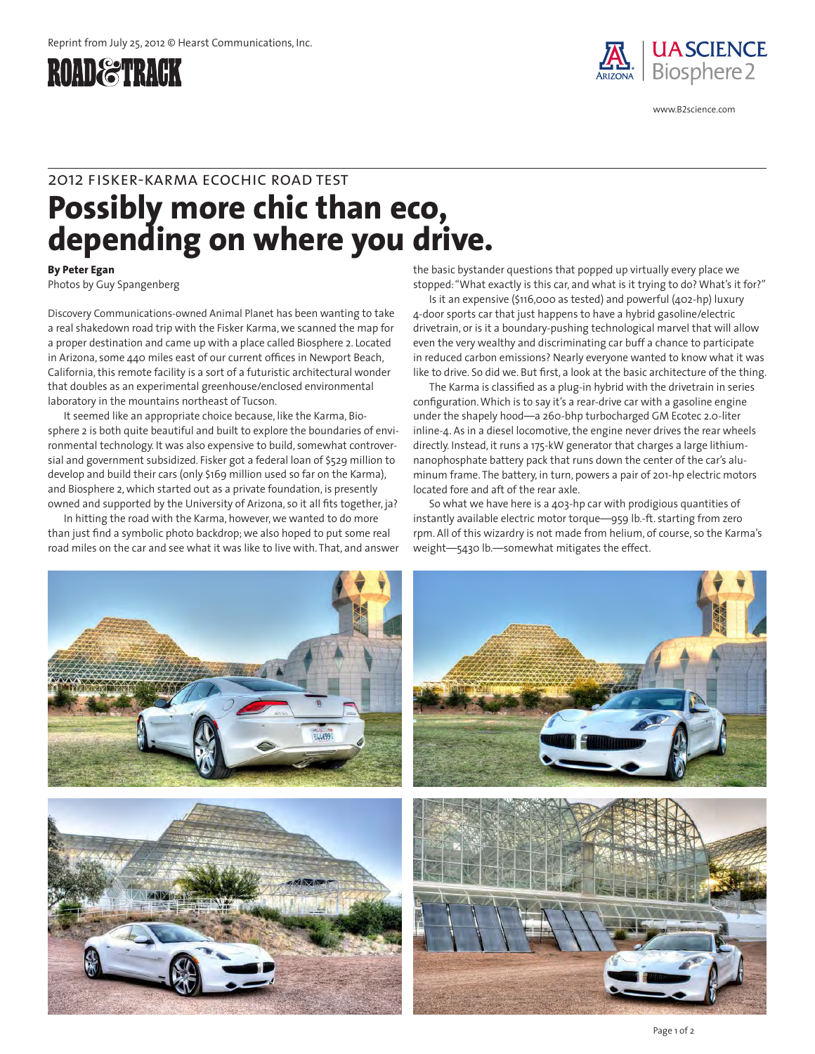Reprint from July 25, 2012 © Hearst Communications, Inc.

ROAD&TRACK

UA SCIENCE Biosphere 2

www.B2science.com

## 2012 FISKER-KARMA ECOCHIC ROAD TEST

# Possibly more chic than eco, depending on where you drive.

**By Peter Egan**
Photos by Guy Spangenberg

Discovery Communications-owned Animal Planet has been wanting to take a real shakedown road trip with the Fisker Karma, we scanned the map for a proper destination and came up with a place called Biosphere 2. Located in Arizona, some 440 miles east of our current offices in Newport Beach, California, this remote facility is a sort of a futuristic architectural wonder that doubles as an experimental greenhouse/enclosed environmental laboratory in the mountains northeast of Tucson.

It seemed like an appropriate choice because, like the Karma, Biosphere 2 is both quite beautiful and built to explore the boundaries of environmental technology. It was also expensive to build, somewhat controversial and government subsidized. Fisker got a federal loan of $529 million to develop and build their cars (only $169 million used so far on the Karma), and Biosphere 2, which started out as a private foundation, is presently owned and supported by the University of Arizona, so it all fits together, ja?

In hitting the road with the Karma, however, we wanted to do more than just find a symbolic photo backdrop; we also hoped to put some real road miles on the car and see what it was like to live with. That, and answer the basic bystander questions that popped up virtually every place we stopped: "What exactly is this car, and what is it trying to do? What's it for?"

Is it an expensive ($116,000 as tested) and powerful (402-hp) luxury 4-door sports car that just happens to have a hybrid gasoline/electric drivetrain, or is it a boundary-pushing technological marvel that will allow even the very wealthy and discriminating car buff a chance to participate in reduced carbon emissions? Nearly everyone wanted to know what it was like to drive. So did we. But first, a look at the basic architecture of the thing.

The Karma is classified as a plug-in hybrid with the drivetrain in series configuration. Which is to say it's a rear-drive car with a gasoline engine under the shapely hood—a 260-bhp turbocharged GM Ecotec 2.0-liter inline-4. As in a diesel locomotive, the engine never drives the rear wheels directly. Instead, it runs a 175-kW generator that charges a large lithium-nanophosphate battery pack that runs down the center of the car's aluminum frame. The battery, in turn, powers a pair of 201-hp electric motors located fore and aft of the rear axle.

So what we have here is a 403-hp car with prodigious quantities of instantly available electric motor torque—959 lb.-ft. starting from zero rpm. All of this wizardry is not made from helium, of course, so the Karma's weight—5430 lb.—somewhat mitigates the effect.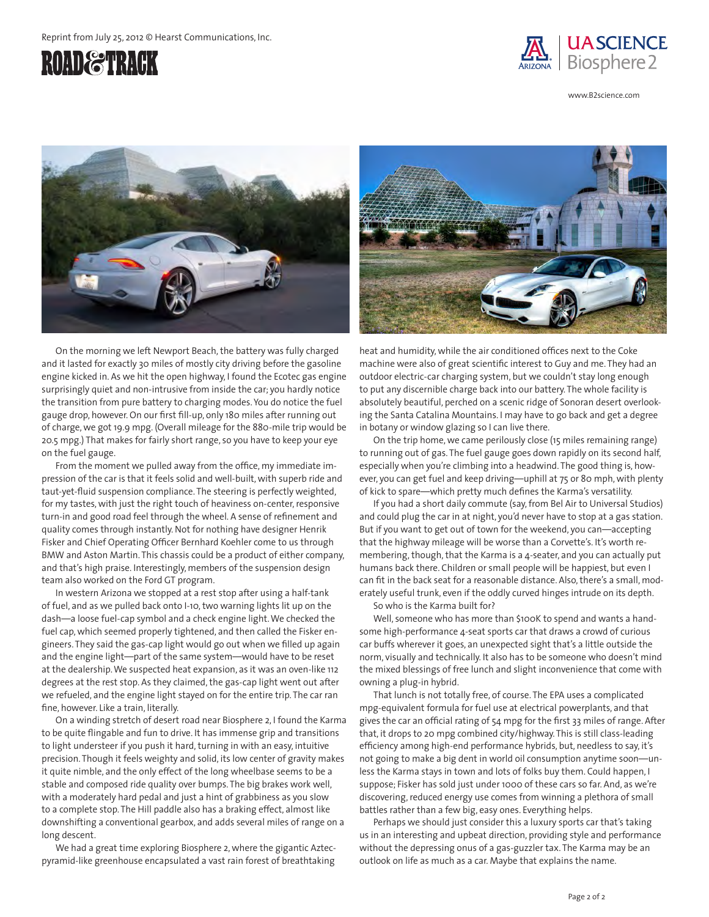Reprint from July 25, 2012 © Hearst Communications, Inc.

ROAD&TRACK

UA SCIENCE Biosphere 2

www.B2science.com

On the morning we left Newport Beach, the battery was fully charged and it lasted for exactly 30 miles of mostly city driving before the gasoline engine kicked in. As we hit the open highway, I found the Ecotec gas engine surprisingly quiet and non-intrusive from inside the car; you hardly notice the transition from pure battery to charging modes. You do notice the fuel gauge drop, however. On our first fill-up, only 180 miles after running out of charge, we got 19.9 mpg. (Overall mileage for the 880-mile trip would be 20.5 mpg.) That makes for fairly short range, so you have to keep your eye on the fuel gauge.

From the moment we pulled away from the office, my immediate impression of the car is that it feels solid and well-built, with superb ride and taut-yet-fluid suspension compliance. The steering is perfectly weighted, for my tastes, with just the right touch of heaviness on-center, responsive turn-in and good road feel through the wheel. A sense of refinement and quality comes through instantly. Not for nothing have designer Henrik Fisker and Chief Operating Officer Bernhard Koehler come to us through BMW and Aston Martin. This chassis could be a product of either company, and that's high praise. Interestingly, members of the suspension design team also worked on the Ford GT program.

In western Arizona we stopped at a rest stop after using a half-tank of fuel, and as we pulled back onto I-10, two warning lights lit up on the dash—a loose fuel-cap symbol and a check engine light. We checked the fuel cap, which seemed properly tightened, and then called the Fisker engineers. They said the gas-cap light would go out when we filled up again and the engine light—part of the same system—would have to be reset at the dealership. We suspected heat expansion, as it was an oven-like 112 degrees at the rest stop. As they claimed, the gas-cap light went out after we refueled, and the engine light stayed on for the entire trip. The car ran fine, however. Like a train, literally.

On a winding stretch of desert road near Biosphere 2, I found the Karma to be quite flingable and fun to drive. It has immense grip and transitions to light understeer if you push it hard, turning in with an easy, intuitive precision. Though it feels weighty and solid, its low center of gravity makes it quite nimble, and the only effect of the long wheelbase seems to be a stable and composed ride quality over bumps. The big brakes work well, with a moderately hard pedal and just a hint of grabbiness as you slow to a complete stop. The Hill paddle also has a braking effect, almost like downshifting a conventional gearbox, and adds several miles of range on a long descent.

We had a great time exploring Biosphere 2, where the gigantic Aztec-pyramid-like greenhouse encapsulated a vast rain forest of breathtaking heat and humidity, while the air conditioned offices next to the Coke machine were also of great scientific interest to Guy and me. They had an outdoor electric-car charging system, but we couldn't stay long enough to put any discernible charge back into our battery. The whole facility is absolutely beautiful, perched on a scenic ridge of Sonoran desert overlooking the Santa Catalina Mountains. I may have to go back and get a degree in botany or window glazing so I can live there.

On the trip home, we came perilously close (15 miles remaining range) to running out of gas. The fuel gauge goes down rapidly on its second half, especially when you're climbing into a headwind. The good thing is, however, you can get fuel and keep driving—uphill at 75 or 80 mph, with plenty of kick to spare—which pretty much defines the Karma's versatility.

If you had a short daily commute (say, from Bel Air to Universal Studios) and could plug the car in at night, you'd never have to stop at a gas station. But if you want to get out of town for the weekend, you can—accepting that the highway mileage will be worse than a Corvette's. It's worth remembering, though, that the Karma is a 4-seater, and you can actually put humans back there. Children or small people will be happiest, but even I can fit in the back seat for a reasonable distance. Also, there's a small, moderately useful trunk, even if the oddly curved hinges intrude on its depth.

So who is the Karma built for?

Well, someone who has more than $100K to spend and wants a handsome high-performance 4-seat sports car that draws a crowd of curious car buffs wherever it goes, an unexpected sight that's a little outside the norm, visually and technically. It also has to be someone who doesn't mind the mixed blessings of free lunch and slight inconvenience that come with owning a plug-in hybrid.

That lunch is not totally free, of course. The EPA uses a complicated mpg-equivalent formula for fuel use at electrical powerplants, and that gives the car an official rating of 54 mpg for the first 33 miles of range. After that, it drops to 20 mpg combined city/highway. This is still class-leading efficiency among high-end performance hybrids, but, needless to say, it's not going to make a big dent in world oil consumption anytime soon—unless the Karma stays in town and lots of folks buy them. Could happen, I suppose; Fisker has sold just under 1000 of these cars so far. And, as we're discovering, reduced energy use comes from winning a plethora of small battles rather than a few big, easy ones. Everything helps.

Perhaps we should just consider this a luxury sports car that's taking us in an interesting and upbeat direction, providing style and performance without the depressing onus of a gas-guzzler tax. The Karma may be an outlook on life as much as a car. Maybe that explains the name.